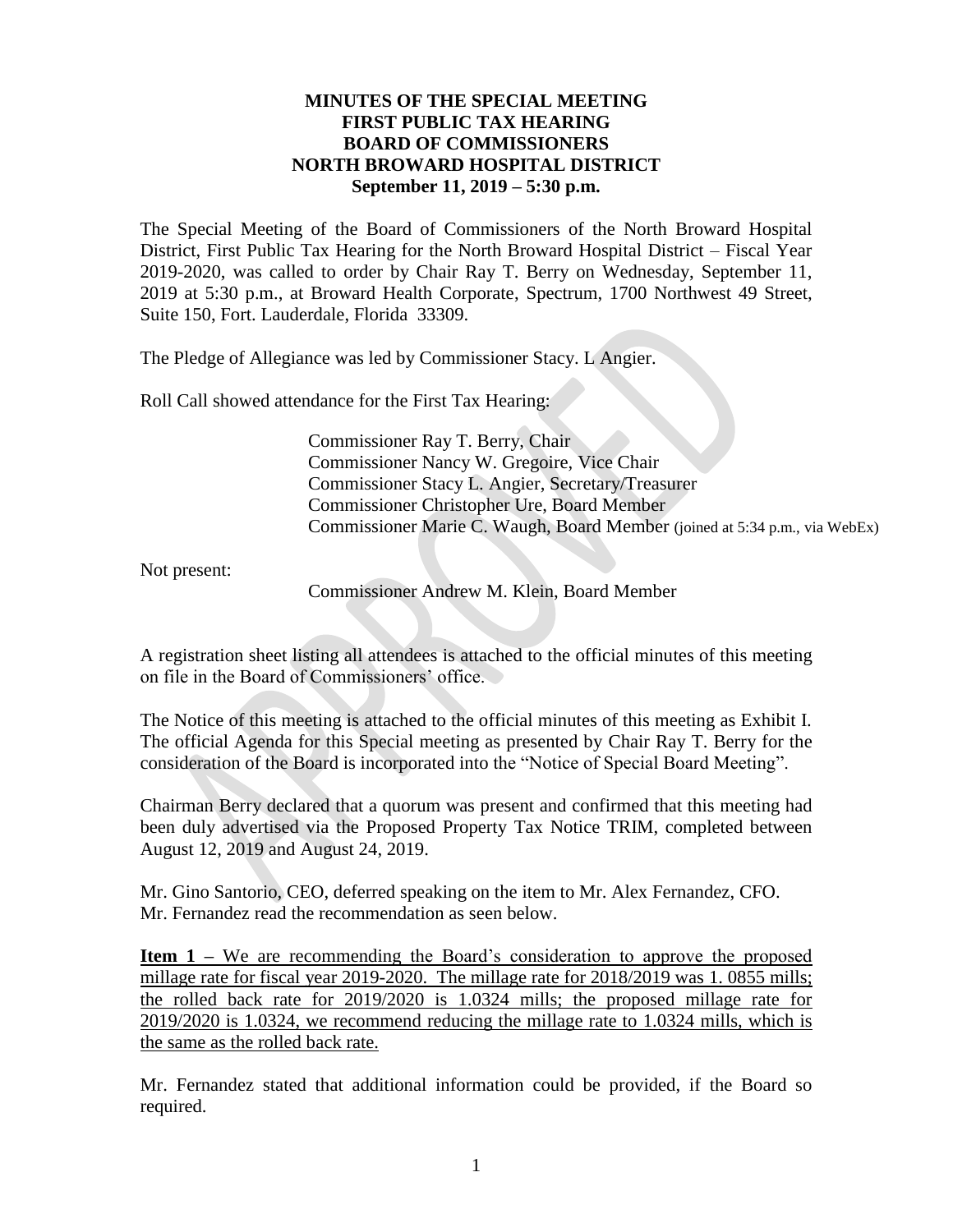**MINUTES OF THE SPECIAL MEETING**
**FIRST PUBLIC TAX HEARING**
**BOARD OF COMMISSIONERS**
**NORTH BROWARD HOSPITAL DISTRICT**
**September 11, 2019 – 5:30 p.m.**

The Special Meeting of the Board of Commissioners of the North Broward Hospital District, First Public Tax Hearing for the North Broward Hospital District – Fiscal Year 2019-2020, was called to order by Chair Ray T. Berry on Wednesday, September 11, 2019 at 5:30 p.m., at Broward Health Corporate, Spectrum, 1700 Northwest 49 Street, Suite 150, Fort. Lauderdale, Florida 33309.

The Pledge of Allegiance was led by Commissioner Stacy. L Angier.

Roll Call showed attendance for the First Tax Hearing:

Commissioner Ray T. Berry, Chair
Commissioner Nancy W. Gregoire, Vice Chair
Commissioner Stacy L. Angier, Secretary/Treasurer
Commissioner Christopher Ure, Board Member
Commissioner Marie C. Waugh, Board Member (joined at 5:34 p.m., via WebEx)

Not present:

Commissioner Andrew M. Klein, Board Member

A registration sheet listing all attendees is attached to the official minutes of this meeting on file in the Board of Commissioners' office.

The Notice of this meeting is attached to the official minutes of this meeting as Exhibit I. The official Agenda for this Special meeting as presented by Chair Ray T. Berry for the consideration of the Board is incorporated into the "Notice of Special Board Meeting".

Chairman Berry declared that a quorum was present and confirmed that this meeting had been duly advertised via the Proposed Property Tax Notice TRIM, completed between August 12, 2019 and August 24, 2019.

Mr. Gino Santorio, CEO, deferred speaking on the item to Mr. Alex Fernandez, CFO. Mr. Fernandez read the recommendation as seen below.

**Item 1 –** We are recommending the Board's consideration to approve the proposed millage rate for fiscal year 2019-2020. The millage rate for 2018/2019 was 1. 0855 mills; the rolled back rate for 2019/2020 is 1.0324 mills; the proposed millage rate for 2019/2020 is 1.0324, we recommend reducing the millage rate to 1.0324 mills, which is the same as the rolled back rate.

Mr. Fernandez stated that additional information could be provided, if the Board so required.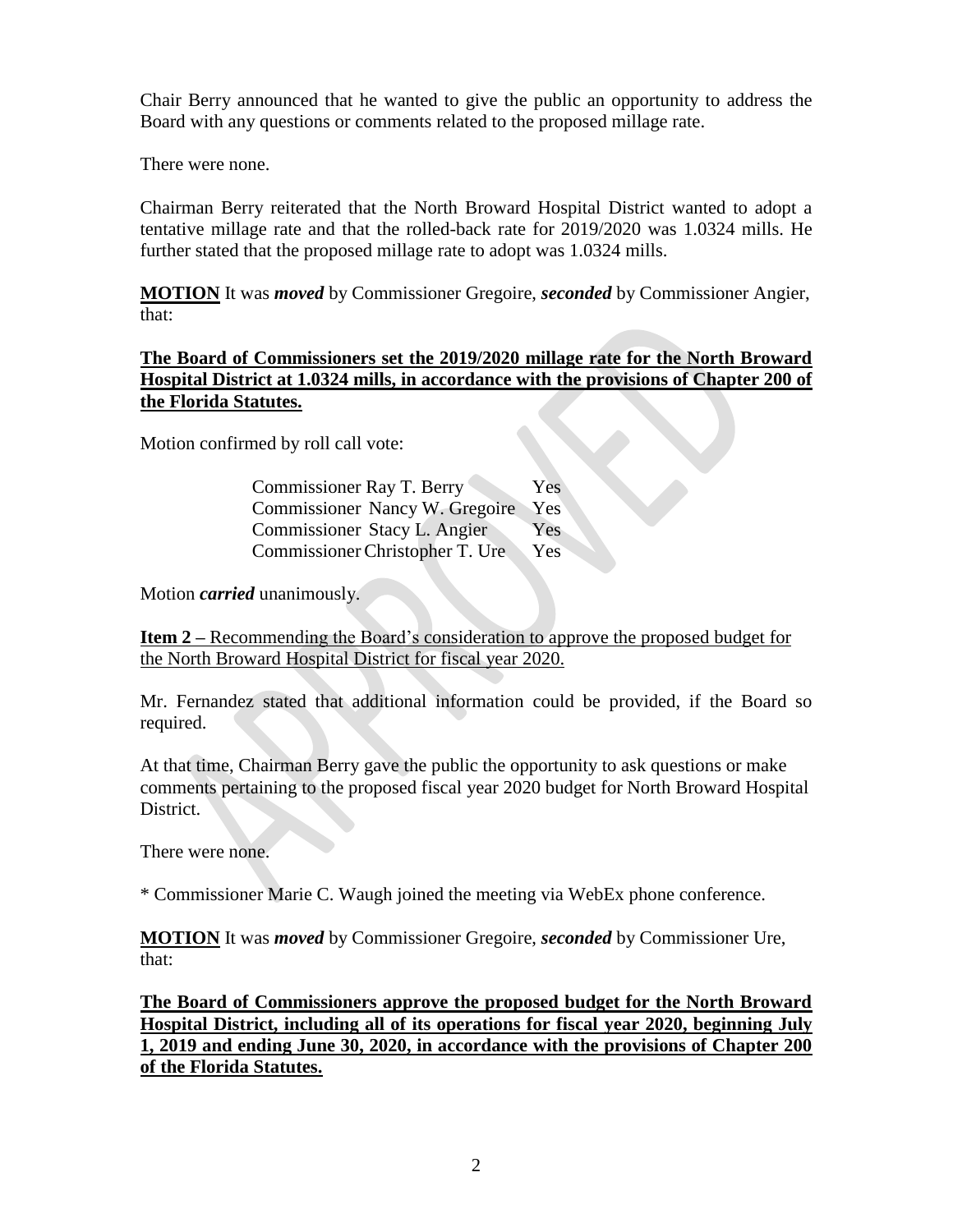Chair Berry announced that he wanted to give the public an opportunity to address the Board with any questions or comments related to the proposed millage rate.

There were none.

Chairman Berry reiterated that the North Broward Hospital District wanted to adopt a tentative millage rate and that the rolled-back rate for 2019/2020 was 1.0324 mills. He further stated that the proposed millage rate to adopt was 1.0324 mills.

**MOTION** It was ***moved*** by Commissioner Gregoire, ***seconded*** by Commissioner Angier, that:

**The Board of Commissioners set the 2019/2020 millage rate for the North Broward Hospital District at 1.0324 mills, in accordance with the provisions of Chapter 200 of the Florida Statutes.**

Motion confirmed by roll call vote:

| | |
|---|---|
| Commissioner Ray T. Berry | Yes |
| Commissioner Nancy W. Gregoire | Yes |
| Commissioner Stacy L. Angier | Yes |
| Commissioner Christopher T. Ure | Yes |

Motion ***carried*** unanimously.

**Item 2 –** Recommending the Board's consideration to approve the proposed budget for the North Broward Hospital District for fiscal year 2020.

Mr. Fernandez stated that additional information could be provided, if the Board so required.

At that time, Chairman Berry gave the public the opportunity to ask questions or make comments pertaining to the proposed fiscal year 2020 budget for North Broward Hospital District.

There were none.

* Commissioner Marie C. Waugh joined the meeting via WebEx phone conference.

**MOTION** It was ***moved*** by Commissioner Gregoire, ***seconded*** by Commissioner Ure, that:

**The Board of Commissioners approve the proposed budget for the North Broward Hospital District, including all of its operations for fiscal year 2020, beginning July 1, 2019 and ending June 30, 2020, in accordance with the provisions of Chapter 200 of the Florida Statutes.**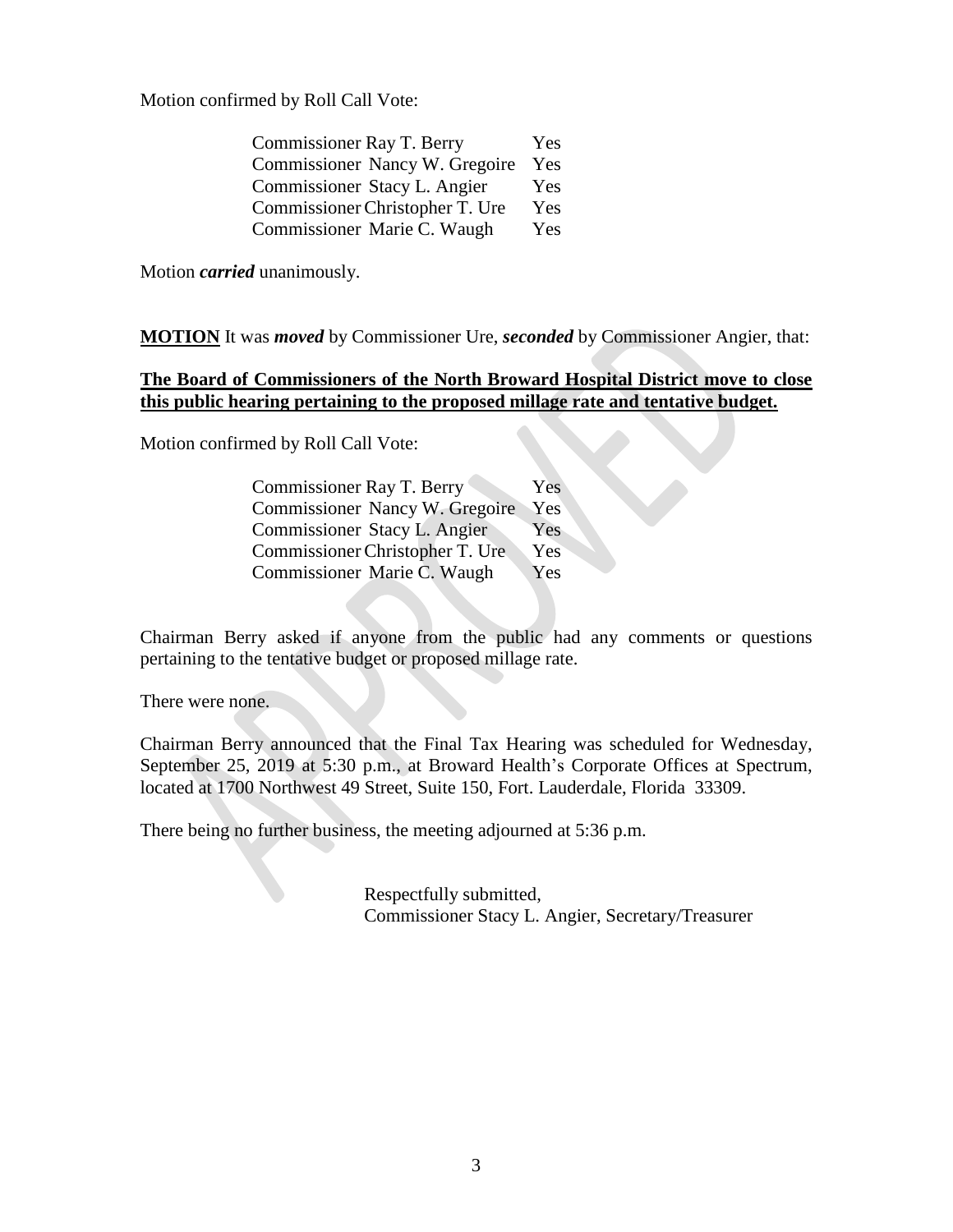Motion confirmed by Roll Call Vote:

| | |
|---|---|
| Commissioner Ray T. Berry | Yes |
| Commissioner Nancy W. Gregoire | Yes |
| Commissioner Stacy L. Angier | Yes |
| Commissioner Christopher T. Ure | Yes |
| Commissioner Marie C. Waugh | Yes |

Motion ***carried*** unanimously.

**MOTION** It was ***moved*** by Commissioner Ure, ***seconded*** by Commissioner Angier, that:

**The Board of Commissioners of the North Broward Hospital District move to close this public hearing pertaining to the proposed millage rate and tentative budget.**

Motion confirmed by Roll Call Vote:

| | |
|---|---|
| Commissioner Ray T. Berry | Yes |
| Commissioner Nancy W. Gregoire | Yes |
| Commissioner Stacy L. Angier | Yes |
| Commissioner Christopher T. Ure | Yes |
| Commissioner Marie C. Waugh | Yes |

Chairman Berry asked if anyone from the public had any comments or questions pertaining to the tentative budget or proposed millage rate.

There were none.

Chairman Berry announced that the Final Tax Hearing was scheduled for Wednesday, September 25, 2019 at 5:30 p.m., at Broward Health's Corporate Offices at Spectrum, located at 1700 Northwest 49 Street, Suite 150, Fort. Lauderdale, Florida 33309.

There being no further business, the meeting adjourned at 5:36 p.m.

Respectfully submitted,
Commissioner Stacy L. Angier, Secretary/Treasurer